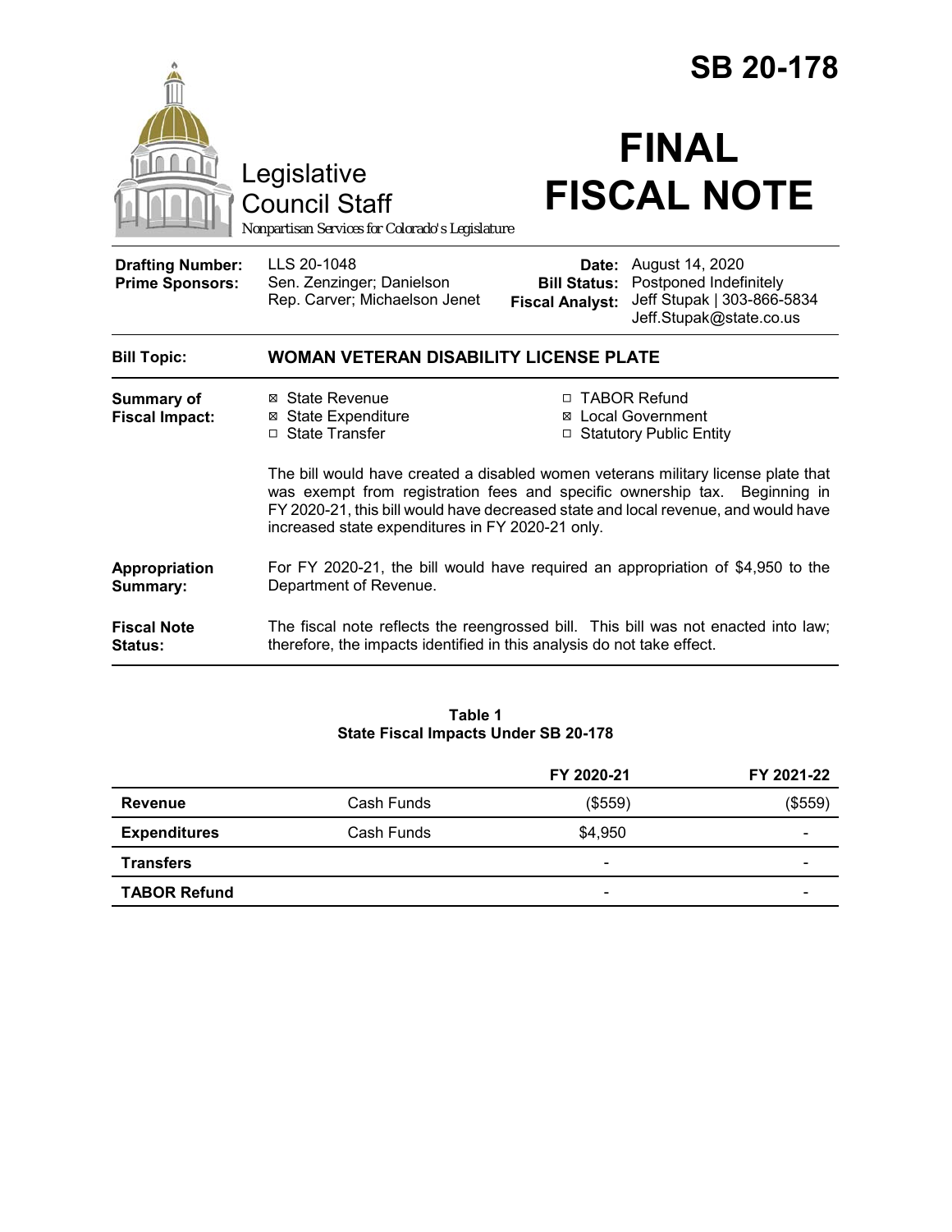# SB 20-178

Legislative Council Staff

*Nonpartisan Services for Colorado's Legislature*

# FINAL FISCAL NOTE

| | | | |
|---|---|---|---|
| **Drafting Number:** | LLS 20-1048 | **Date:** | August 14, 2020 |
| **Prime Sponsors:** | Sen. Zenzinger; Danielson<br>Rep. Carver; Michaelson Jenet | **Bill Status:** | Postponed Indefinitely |
| | | **Fiscal Analyst:** | Jeff Stupak \| 303-866-5834<br>Jeff.Stupak@state.co.us |

**Bill Topic:** **WOMAN VETERAN DISABILITY LICENSE PLATE**

**Summary of Fiscal Impact:**

- ☒ State Revenue
- ☒ State Expenditure
- ☐ State Transfer
- ☐ TABOR Refund
- ☒ Local Government
- ☐ Statutory Public Entity

The bill would have created a disabled women veterans military license plate that was exempt from registration fees and specific ownership tax. Beginning in FY 2020-21, this bill would have decreased state and local revenue, and would have increased state expenditures in FY 2020-21 only.

**Appropriation Summary:** For FY 2020-21, the bill would have required an appropriation of $4,950 to the Department of Revenue.

**Fiscal Note Status:** The fiscal note reflects the reengrossed bill. This bill was not enacted into law; therefore, the impacts identified in this analysis do not take effect.

**Table 1**
**State Fiscal Impacts Under SB 20-178**

| | | FY 2020-21 | FY 2021-22 |
|---|---|---|---|
| **Revenue** | Cash Funds | ($559) | ($559) |
| **Expenditures** | Cash Funds | $4,950 | - |
| **Transfers** | | - | - |
| **TABOR Refund** | | - | - |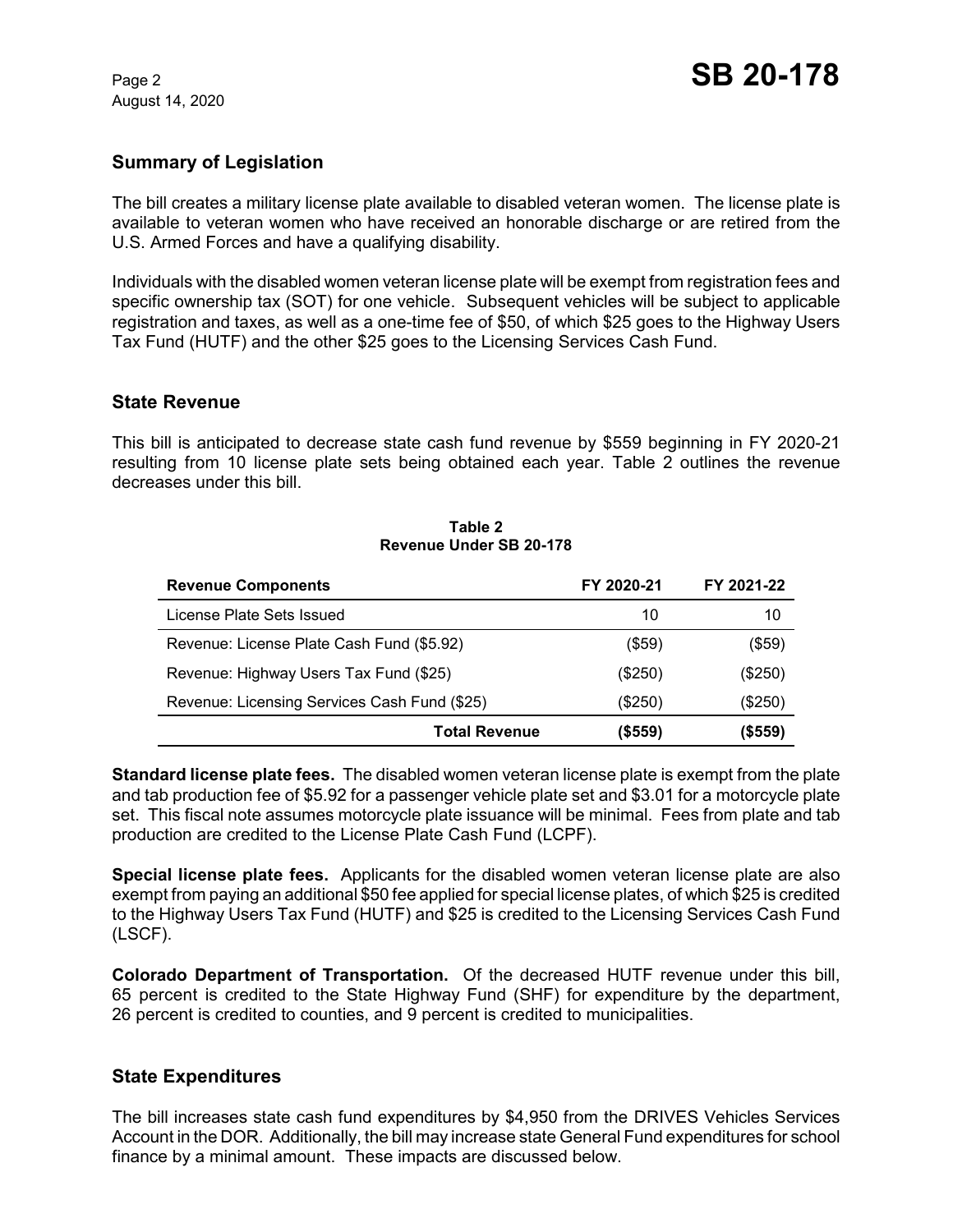## Summary of Legislation

The bill creates a military license plate available to disabled veteran women. The license plate is available to veteran women who have received an honorable discharge or are retired from the U.S. Armed Forces and have a qualifying disability.

Individuals with the disabled women veteran license plate will be exempt from registration fees and specific ownership tax (SOT) for one vehicle. Subsequent vehicles will be subject to applicable registration and taxes, as well as a one-time fee of $50, of which $25 goes to the Highway Users Tax Fund (HUTF) and the other $25 goes to the Licensing Services Cash Fund.

## State Revenue

This bill is anticipated to decrease state cash fund revenue by $559 beginning in FY 2020-21 resulting from 10 license plate sets being obtained each year. Table 2 outlines the revenue decreases under this bill.

**Table 2**
**Revenue Under SB 20-178**

| Revenue Components | FY 2020-21 | FY 2021-22 |
|---|---|---|
| License Plate Sets Issued | 10 | 10 |
| Revenue: License Plate Cash Fund ($5.92) | ($59) | ($59) |
| Revenue: Highway Users Tax Fund ($25) | ($250) | ($250) |
| Revenue: Licensing Services Cash Fund ($25) | ($250) | ($250) |
| **Total Revenue** | **($559)** | **($559)** |

**Standard license plate fees.** The disabled women veteran license plate is exempt from the plate and tab production fee of $5.92 for a passenger vehicle plate set and $3.01 for a motorcycle plate set. This fiscal note assumes motorcycle plate issuance will be minimal. Fees from plate and tab production are credited to the License Plate Cash Fund (LCPF).

**Special license plate fees.** Applicants for the disabled women veteran license plate are also exempt from paying an additional $50 fee applied for special license plates, of which $25 is credited to the Highway Users Tax Fund (HUTF) and $25 is credited to the Licensing Services Cash Fund (LSCF).

**Colorado Department of Transportation.** Of the decreased HUTF revenue under this bill, 65 percent is credited to the State Highway Fund (SHF) for expenditure by the department, 26 percent is credited to counties, and 9 percent is credited to municipalities.

## State Expenditures

The bill increases state cash fund expenditures by $4,950 from the DRIVES Vehicles Services Account in the DOR. Additionally, the bill may increase state General Fund expenditures for school finance by a minimal amount. These impacts are discussed below.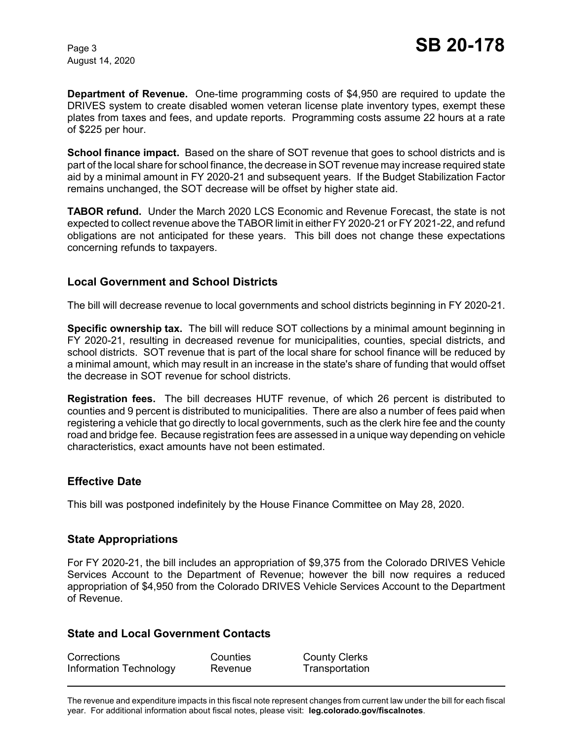**Department of Revenue.** One-time programming costs of $4,950 are required to update the DRIVES system to create disabled women veteran license plate inventory types, exempt these plates from taxes and fees, and update reports. Programming costs assume 22 hours at a rate of $225 per hour.

**School finance impact.** Based on the share of SOT revenue that goes to school districts and is part of the local share for school finance, the decrease in SOT revenue may increase required state aid by a minimal amount in FY 2020-21 and subsequent years. If the Budget Stabilization Factor remains unchanged, the SOT decrease will be offset by higher state aid.

**TABOR refund.** Under the March 2020 LCS Economic and Revenue Forecast, the state is not expected to collect revenue above the TABOR limit in either FY 2020-21 or FY 2021-22, and refund obligations are not anticipated for these years. This bill does not change these expectations concerning refunds to taxpayers.

## Local Government and School Districts

The bill will decrease revenue to local governments and school districts beginning in FY 2020-21.

**Specific ownership tax.** The bill will reduce SOT collections by a minimal amount beginning in FY 2020-21, resulting in decreased revenue for municipalities, counties, special districts, and school districts. SOT revenue that is part of the local share for school finance will be reduced by a minimal amount, which may result in an increase in the state's share of funding that would offset the decrease in SOT revenue for school districts.

**Registration fees.** The bill decreases HUTF revenue, of which 26 percent is distributed to counties and 9 percent is distributed to municipalities. There are also a number of fees paid when registering a vehicle that go directly to local governments, such as the clerk hire fee and the county road and bridge fee. Because registration fees are assessed in a unique way depending on vehicle characteristics, exact amounts have not been estimated.

## Effective Date

This bill was postponed indefinitely by the House Finance Committee on May 28, 2020.

## State Appropriations

For FY 2020-21, the bill includes an appropriation of $9,375 from the Colorado DRIVES Vehicle Services Account to the Department of Revenue; however the bill now requires a reduced appropriation of $4,950 from the Colorado DRIVES Vehicle Services Account to the Department of Revenue.

## State and Local Government Contacts

| | | |
|---|---|---|
| Corrections | Counties | County Clerks |
| Information Technology | Revenue | Transportation |

The revenue and expenditure impacts in this fiscal note represent changes from current law under the bill for each fiscal year. For additional information about fiscal notes, please visit: **leg.colorado.gov/fiscalnotes**.